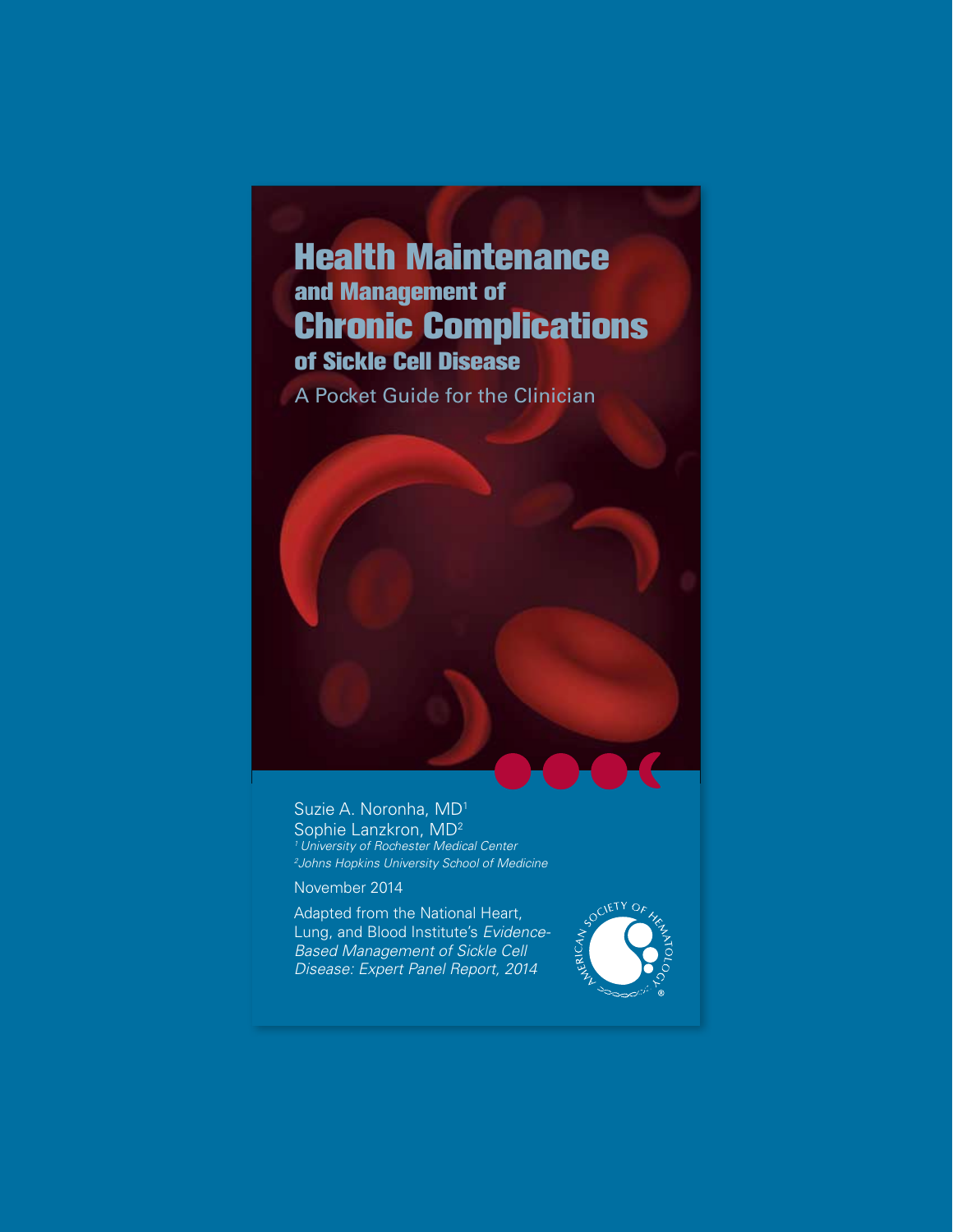# Health Maintenance and Management of Chronic Complications of Sickle Cell Disease

## A Pocket Guide for the Clinician

Suzie A. Noronha, MD[1]
Sophie Lanzkron, MD[2]

*[1] University of Rochester Medical Center*
*[2] Johns Hopkins University School of Medicine*

November 2014

Adapted from the National Heart, Lung, and Blood Institute's *Evidence-Based Management of Sickle Cell Disease: Expert Panel Report, 2014*

American Society of Hematology®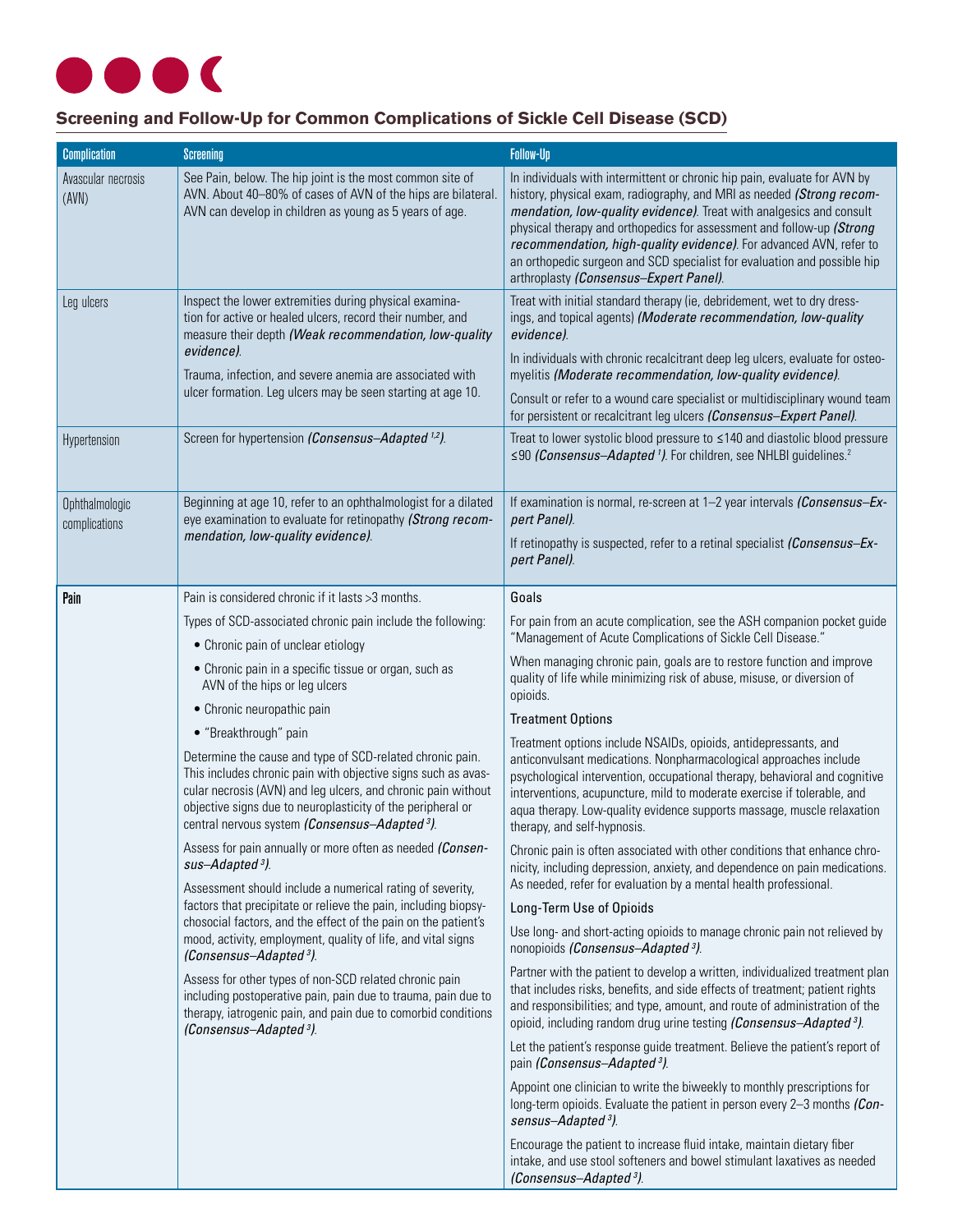## Screening and Follow-Up for Common Complications of Sickle Cell Disease (SCD)

| Complication | Screening | Follow-Up |
| --- | --- | --- |
| Avascular necrosis (AVN) | See Pain, below. The hip joint is the most common site of AVN. About 40–80% of cases of AVN of the hips are bilateral. AVN can develop in children as young as 5 years of age. | In individuals with intermittent or chronic hip pain, evaluate for AVN by history, physical exam, radiography, and MRI as needed *(Strong recommendation, low-quality evidence)*. Treat with analgesics and consult physical therapy and orthopedics for assessment and follow-up *(Strong recommendation, high-quality evidence)*. For advanced AVN, refer to an orthopedic surgeon and SCD specialist for evaluation and possible hip arthroplasty *(Consensus–Expert Panel)*. |
| Leg ulcers | Inspect the lower extremities during physical examination for active or healed ulcers, record their number, and measure their depth *(Weak recommendation, low-quality evidence)*.<br><br>Trauma, infection, and severe anemia are associated with ulcer formation. Leg ulcers may be seen starting at age 10. | Treat with initial standard therapy (ie, debridement, wet to dry dressings, and topical agents) *(Moderate recommendation, low-quality evidence)*.<br><br>In individuals with chronic recalcitrant deep leg ulcers, evaluate for osteomyelitis *(Moderate recommendation, low-quality evidence)*.<br><br>Consult or refer to a wound care specialist or multidisciplinary wound team for persistent or recalcitrant leg ulcers *(Consensus–Expert Panel)*. |
| Hypertension | Screen for hypertension *(Consensus–Adapted [1,2])*. | Treat to lower systolic blood pressure to ≤140 and diastolic blood pressure ≤90 *(Consensus–Adapted [1])*. For children, see NHLBI guidelines.[2] |
| Ophthalmologic complications | Beginning at age 10, refer to an ophthalmologist for a dilated eye examination to evaluate for retinopathy *(Strong recommendation, low-quality evidence)*. | If examination is normal, re-screen at 1–2 year intervals *(Consensus–Expert Panel)*.<br><br>If retinopathy is suspected, refer to a retinal specialist *(Consensus–Expert Panel)*. |
| **Pain** | Pain is considered chronic if it lasts >3 months.<br><br>Types of SCD-associated chronic pain include the following:<br>• Chronic pain of unclear etiology<br>• Chronic pain in a specific tissue or organ, such as AVN of the hips or leg ulcers<br>• Chronic neuropathic pain<br>• "Breakthrough" pain<br><br>Determine the cause and type of SCD-related chronic pain. This includes chronic pain with objective signs such as avascular necrosis (AVN) and leg ulcers, and chronic pain without objective signs due to neuroplasticity of the peripheral or central nervous system *(Consensus–Adapted [3])*.<br><br>Assess for pain annually or more often as needed *(Consensus–Adapted [3])*.<br><br>Assessment should include a numerical rating of severity, factors that precipitate or relieve the pain, including biopsychosocial factors, and the effect of the pain on the patient's mood, activity, employment, quality of life, and vital signs *(Consensus–Adapted [3])*.<br><br>Assess for other types of non-SCD related chronic pain including postoperative pain, pain due to trauma, pain due to therapy, iatrogenic pain, and pain due to comorbid conditions *(Consensus–Adapted [3])*. | **Goals**<br><br>For pain from an acute complication, see the ASH companion pocket guide "Management of Acute Complications of Sickle Cell Disease."<br><br>When managing chronic pain, goals are to restore function and improve quality of life while minimizing risk of abuse, misuse, or diversion of opioids.<br><br>**Treatment Options**<br><br>Treatment options include NSAIDs, opioids, antidepressants, and anticonvulsant medications. Nonpharmacological approaches include psychological intervention, occupational therapy, behavioral and cognitive interventions, acupuncture, mild to moderate exercise if tolerable, and aqua therapy. Low-quality evidence supports massage, muscle relaxation therapy, and self-hypnosis.<br><br>Chronic pain is often associated with other conditions that enhance chronicity, including depression, anxiety, and dependence on pain medications. As needed, refer for evaluation by a mental health professional.<br><br>**Long-Term Use of Opioids**<br><br>Use long- and short-acting opioids to manage chronic pain not relieved by nonopioids *(Consensus–Adapted [3])*.<br><br>Partner with the patient to develop a written, individualized treatment plan that includes risks, benefits, and side effects of treatment; patient rights and responsibilities; and type, amount, and route of administration of the opioid, including random drug urine testing *(Consensus–Adapted [3])*.<br><br>Let the patient's response guide treatment. Believe the patient's report of pain *(Consensus–Adapted [3])*.<br><br>Appoint one clinician to write the biweekly to monthly prescriptions for long-term opioids. Evaluate the patient in person every 2–3 months *(Consensus–Adapted [3])*.<br><br>Encourage the patient to increase fluid intake, maintain dietary fiber intake, and use stool softeners and bowel stimulant laxatives as needed *(Consensus–Adapted [3])*. |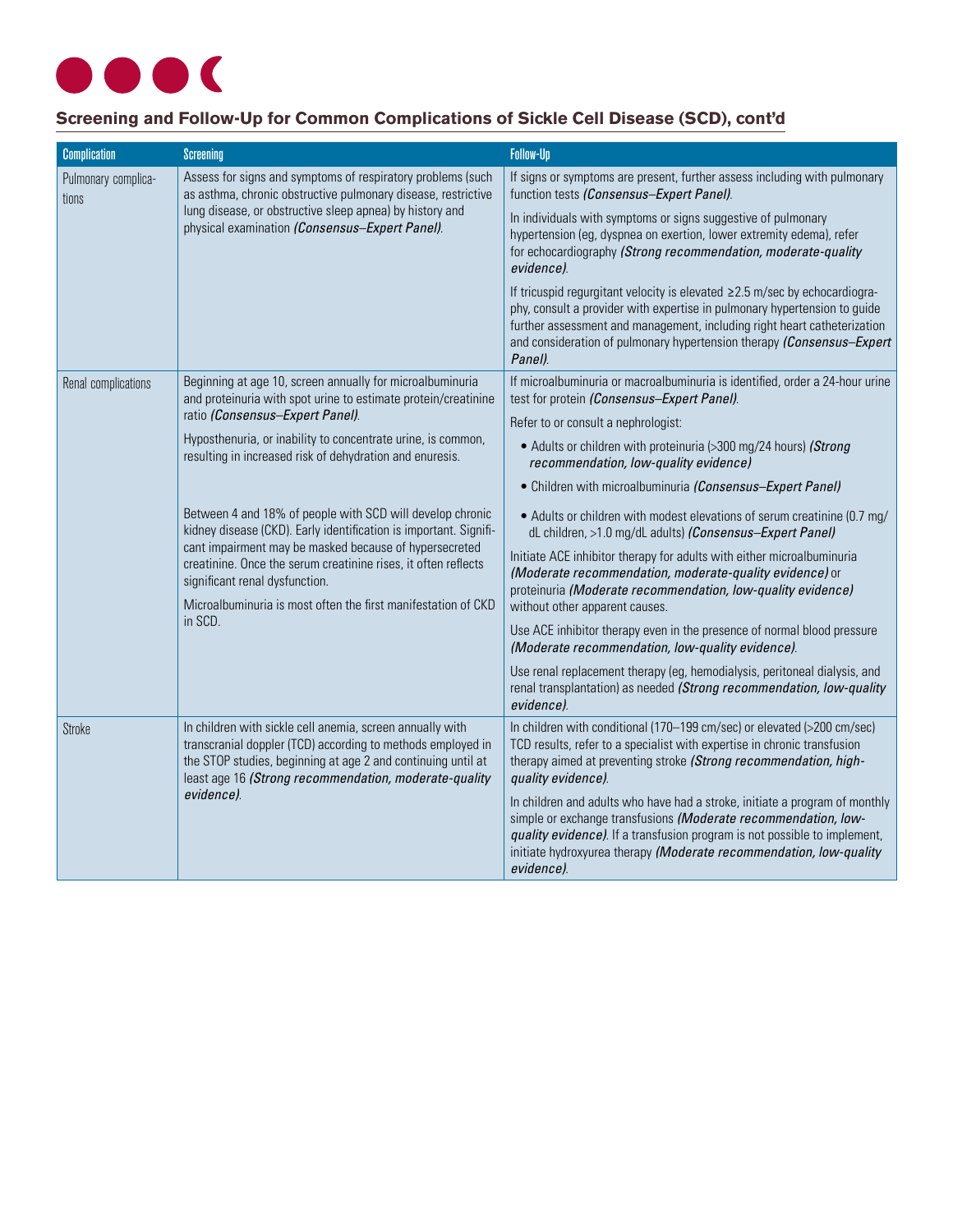## Screening and Follow-Up for Common Complications of Sickle Cell Disease (SCD), cont'd

| Complication | Screening | Follow-Up |
|---|---|---|
| Pulmonary complications | Assess for signs and symptoms of respiratory problems (such as asthma, chronic obstructive pulmonary disease, restrictive lung disease, or obstructive sleep apnea) by history and physical examination *(Consensus–Expert Panel)*. | If signs or symptoms are present, further assess including with pulmonary function tests *(Consensus–Expert Panel)*.<br><br>In individuals with symptoms or signs suggestive of pulmonary hypertension (eg, dyspnea on exertion, lower extremity edema), refer for echocardiography *(Strong recommendation, moderate-quality evidence)*.<br><br>If tricuspid regurgitant velocity is elevated ≥2.5 m/sec by echocardiography, consult a provider with expertise in pulmonary hypertension to guide further assessment and management, including right heart catheterization and consideration of pulmonary hypertension therapy *(Consensus–Expert Panel)*. |
| Renal complications | Beginning at age 10, screen annually for microalbuminuria and proteinuria with spot urine to estimate protein/creatinine ratio *(Consensus–Expert Panel)*.<br><br>Hyposthenuria, or inability to concentrate urine, is common, resulting in increased risk of dehydration and enuresis.<br><br>Between 4 and 18% of people with SCD will develop chronic kidney disease (CKD). Early identification is important. Significant impairment may be masked because of hypersecreted creatinine. Once the serum creatinine rises, it often reflects significant renal dysfunction.<br><br>Microalbuminuria is most often the first manifestation of CKD in SCD. | If microalbuminuria or macroalbuminuria is identified, order a 24-hour urine test for protein *(Consensus–Expert Panel)*.<br><br>Refer to or consult a nephrologist:<br>• Adults or children with proteinuria (>300 mg/24 hours) *(Strong recommendation, low-quality evidence)*<br>• Children with microalbuminuria *(Consensus–Expert Panel)*<br>• Adults or children with modest elevations of serum creatinine (0.7 mg/dL children, >1.0 mg/dL adults) *(Consensus–Expert Panel)*<br><br>Initiate ACE inhibitor therapy for adults with either microalbuminuria *(Moderate recommendation, moderate-quality evidence)* or proteinuria *(Moderate recommendation, low-quality evidence)* without other apparent causes.<br><br>Use ACE inhibitor therapy even in the presence of normal blood pressure *(Moderate recommendation, low-quality evidence)*.<br><br>Use renal replacement therapy (eg, hemodialysis, peritoneal dialysis, and renal transplantation) as needed *(Strong recommendation, low-quality evidence)*. |
| Stroke | In children with sickle cell anemia, screen annually with transcranial doppler (TCD) according to methods employed in the STOP studies, beginning at age 2 and continuing until at least age 16 *(Strong recommendation, moderate-quality evidence)*. | In children with conditional (170–199 cm/sec) or elevated (>200 cm/sec) TCD results, refer to a specialist with expertise in chronic transfusion therapy aimed at preventing stroke *(Strong recommendation, high-quality evidence)*.<br><br>In children and adults who have had a stroke, initiate a program of monthly simple or exchange transfusions *(Moderate recommendation, low-quality evidence)*. If a transfusion program is not possible to implement, initiate hydroxyurea therapy *(Moderate recommendation, low-quality evidence)*. |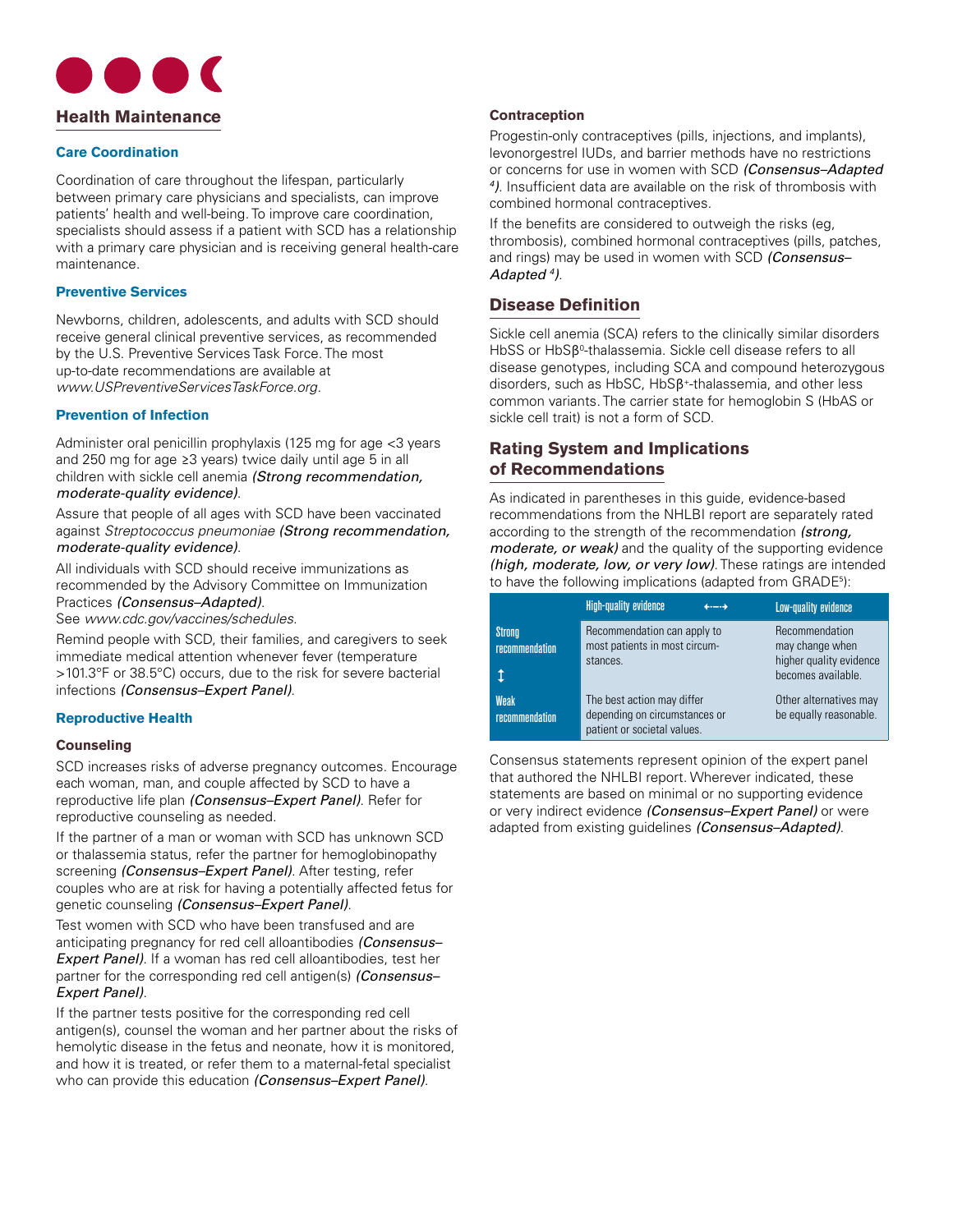## Health Maintenance

### Care Coordination

Coordination of care throughout the lifespan, particularly between primary care physicians and specialists, can improve patients' health and well-being. To improve care coordination, specialists should assess if a patient with SCD has a relationship with a primary care physician and is receiving general health-care maintenance.

### Preventive Services

Newborns, children, adolescents, and adults with SCD should receive general clinical preventive services, as recommended by the U.S. Preventive Services Task Force. The most up-to-date recommendations are available at *www.USPreventiveServicesTaskForce.org*.

### Prevention of Infection

Administer oral penicillin prophylaxis (125 mg for age <3 years and 250 mg for age ≥3 years) twice daily until age 5 in all children with sickle cell anemia *(Strong recommendation, moderate-quality evidence)*.

Assure that people of all ages with SCD have been vaccinated against *Streptococcus pneumoniae* *(Strong recommendation, moderate-quality evidence)*.

All individuals with SCD should receive immunizations as recommended by the Advisory Committee on Immunization Practices *(Consensus–Adapted)*.
See *www.cdc.gov/vaccines/schedules*.

Remind people with SCD, their families, and caregivers to seek immediate medical attention whenever fever (temperature >101.3°F or 38.5°C) occurs, due to the risk for severe bacterial infections *(Consensus–Expert Panel)*.

### Reproductive Health

#### Counseling

SCD increases risks of adverse pregnancy outcomes. Encourage each woman, man, and couple affected by SCD to have a reproductive life plan *(Consensus–Expert Panel)*. Refer for reproductive counseling as needed.

If the partner of a man or woman with SCD has unknown SCD or thalassemia status, refer the partner for hemoglobinopathy screening *(Consensus–Expert Panel)*. After testing, refer couples who are at risk for having a potentially affected fetus for genetic counseling *(Consensus–Expert Panel)*.

Test women with SCD who have been transfused and are anticipating pregnancy for red cell alloantibodies *(Consensus–Expert Panel)*. If a woman has red cell alloantibodies, test her partner for the corresponding red cell antigen(s) *(Consensus–Expert Panel)*.

If the partner tests positive for the corresponding red cell antigen(s), counsel the woman and her partner about the risks of hemolytic disease in the fetus and neonate, how it is monitored, and how it is treated, or refer them to a maternal-fetal specialist who can provide this education *(Consensus–Expert Panel)*.

#### Contraception

Progestin-only contraceptives (pills, injections, and implants), levonorgestrel IUDs, and barrier methods have no restrictions or concerns for use in women with SCD *(Consensus–Adapted [4])*. Insufficient data are available on the risk of thrombosis with combined hormonal contraceptives.

If the benefits are considered to outweigh the risks (eg, thrombosis), combined hormonal contraceptives (pills, patches, and rings) may be used in women with SCD *(Consensus–Adapted [4])*.

## Disease Definition

Sickle cell anemia (SCA) refers to the clinically similar disorders HbSS or HbSβ⁰-thalassemia. Sickle cell disease refers to all disease genotypes, including SCA and compound heterozygous disorders, such as HbSC, HbSβ⁺-thalassemia, and other less common variants. The carrier state for hemoglobin S (HbAS or sickle cell trait) is not a form of SCD.

## Rating System and Implications of Recommendations

As indicated in parentheses in this guide, evidence-based recommendations from the NHLBI report are separately rated according to the strength of the recommendation *(strong, moderate, or weak)* and the quality of the supporting evidence *(high, moderate, low, or very low)*. These ratings are intended to have the following implications (adapted from GRADE[5]):

| | High-quality evidence ←---→ | Low-quality evidence |
|---|---|---|
| Strong recommendation ↕ | Recommendation can apply to most patients in most circumstances. | Recommendation may change when higher quality evidence becomes available. |
| Weak recommendation | The best action may differ depending on circumstances or patient or societal values. | Other alternatives may be equally reasonable. |

Consensus statements represent opinion of the expert panel that authored the NHLBI report. Wherever indicated, these statements are based on minimal or no supporting evidence or very indirect evidence *(Consensus–Expert Panel)* or were adapted from existing guidelines *(Consensus–Adapted)*.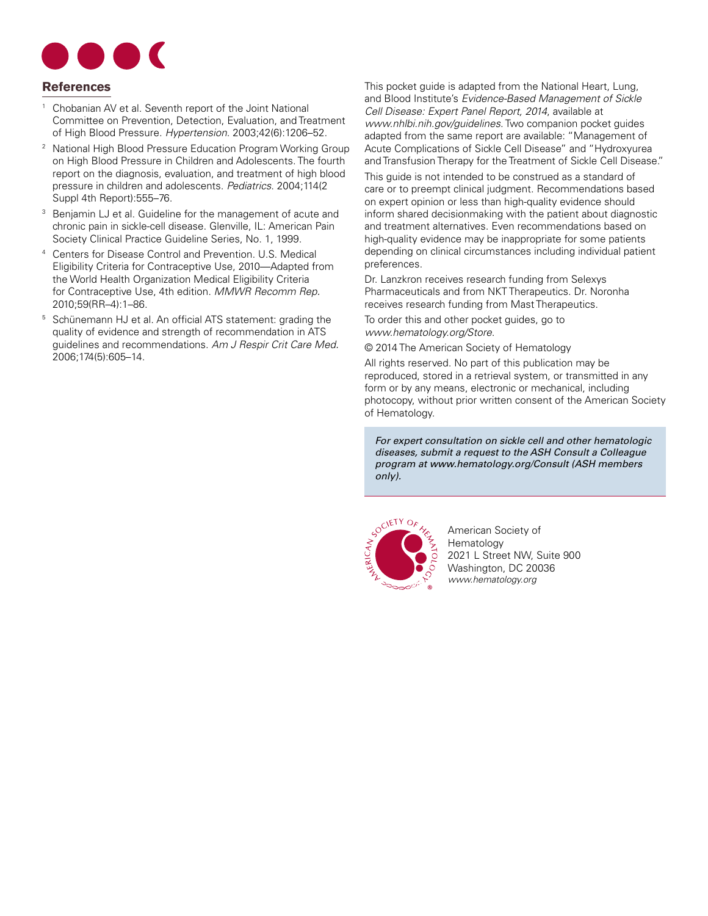## References

1. Chobanian AV et al. Seventh report of the Joint National Committee on Prevention, Detection, Evaluation, and Treatment of High Blood Pressure. *Hypertension.* 2003;42(6):1206–52.
2. National High Blood Pressure Education Program Working Group on High Blood Pressure in Children and Adolescents. The fourth report on the diagnosis, evaluation, and treatment of high blood pressure in children and adolescents. *Pediatrics.* 2004;114(2 Suppl 4th Report):555–76.
3. Benjamin LJ et al. Guideline for the management of acute and chronic pain in sickle-cell disease. Glenville, IL: American Pain Society Clinical Practice Guideline Series, No. 1, 1999.
4. Centers for Disease Control and Prevention. U.S. Medical Eligibility Criteria for Contraceptive Use, 2010—Adapted from the World Health Organization Medical Eligibility Criteria for Contraceptive Use, 4th edition. *MMWR Recomm Rep.* 2010;59(RR–4):1–86.
5. Schünemann HJ et al. An official ATS statement: grading the quality of evidence and strength of recommendation in ATS guidelines and recommendations. *Am J Respir Crit Care Med.* 2006;174(5):605–14.

This pocket guide is adapted from the National Heart, Lung, and Blood Institute's *Evidence-Based Management of Sickle Cell Disease: Expert Panel Report, 2014*, available at *www.nhlbi.nih.gov/guidelines*. Two companion pocket guides adapted from the same report are available: "Management of Acute Complications of Sickle Cell Disease" and "Hydroxyurea and Transfusion Therapy for the Treatment of Sickle Cell Disease."

This guide is not intended to be construed as a standard of care or to preempt clinical judgment. Recommendations based on expert opinion or less than high-quality evidence should inform shared decisionmaking with the patient about diagnostic and treatment alternatives. Even recommendations based on high-quality evidence may be inappropriate for some patients depending on clinical circumstances including individual patient preferences.

Dr. Lanzkron receives research funding from Selexys Pharmaceuticals and from NKT Therapeutics. Dr. Noronha receives research funding from Mast Therapeutics.

To order this and other pocket guides, go to *www.hematology.org/Store*.

© 2014 The American Society of Hematology

All rights reserved. No part of this publication may be reproduced, stored in a retrieval system, or transmitted in any form or by any means, electronic or mechanical, including photocopy, without prior written consent of the American Society of Hematology.

*For expert consultation on sickle cell and other hematologic diseases, submit a request to the ASH Consult a Colleague program at www.hematology.org/Consult (ASH members only).*

American Society of Hematology
2021 L Street NW, Suite 900
Washington, DC 20036
*www.hematology.org*